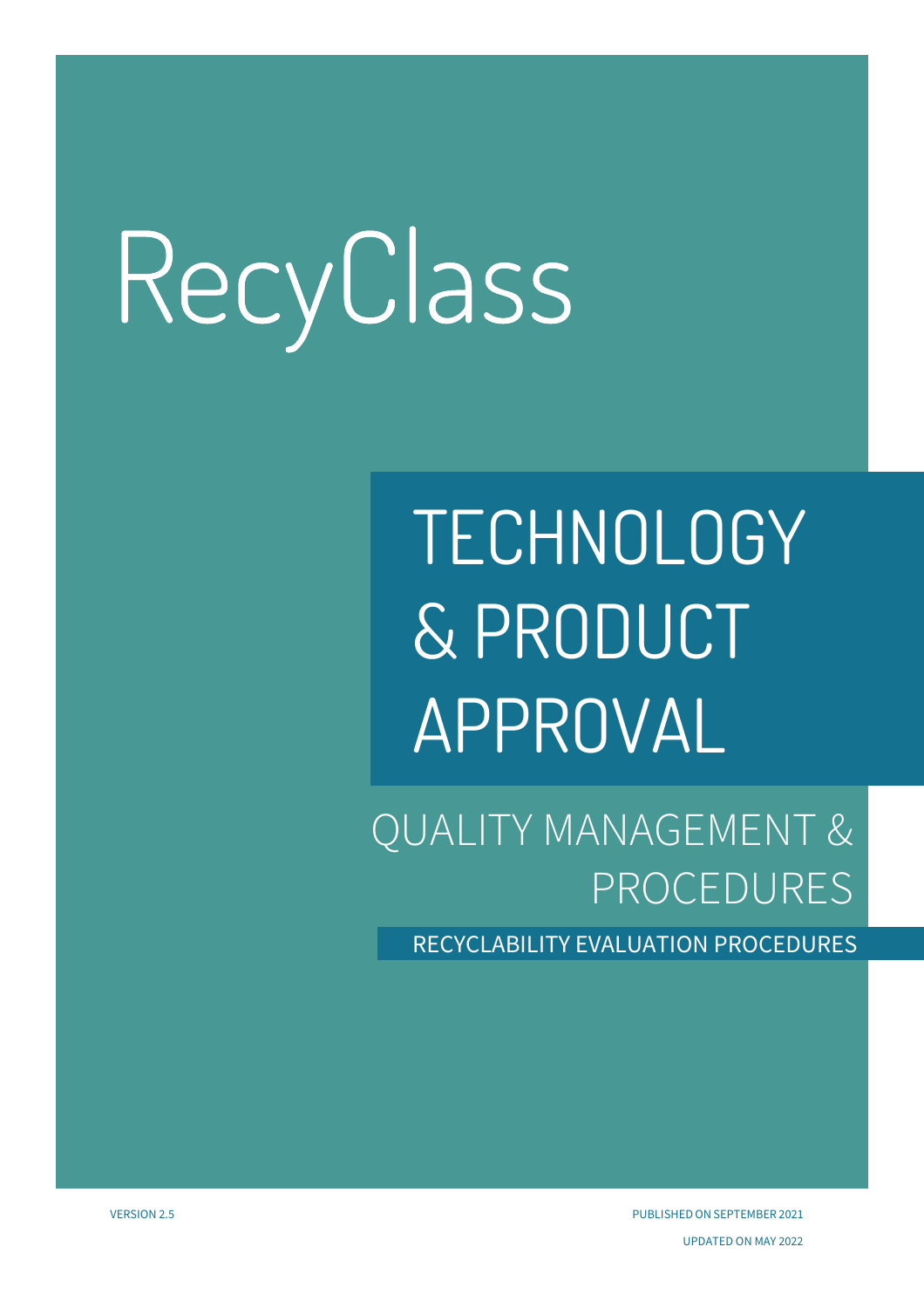# RecyClass

## TECHNOLOGY & PRODUCT APPROVAL

### QUALITY MANAGEMENT & PROCEDURES

RECYCLABILITY EVALUATION PROCEDURES

VERSION 2.5

PUBLISHED ON SEPTEMBER 2021

UPDATED ON MAY 2022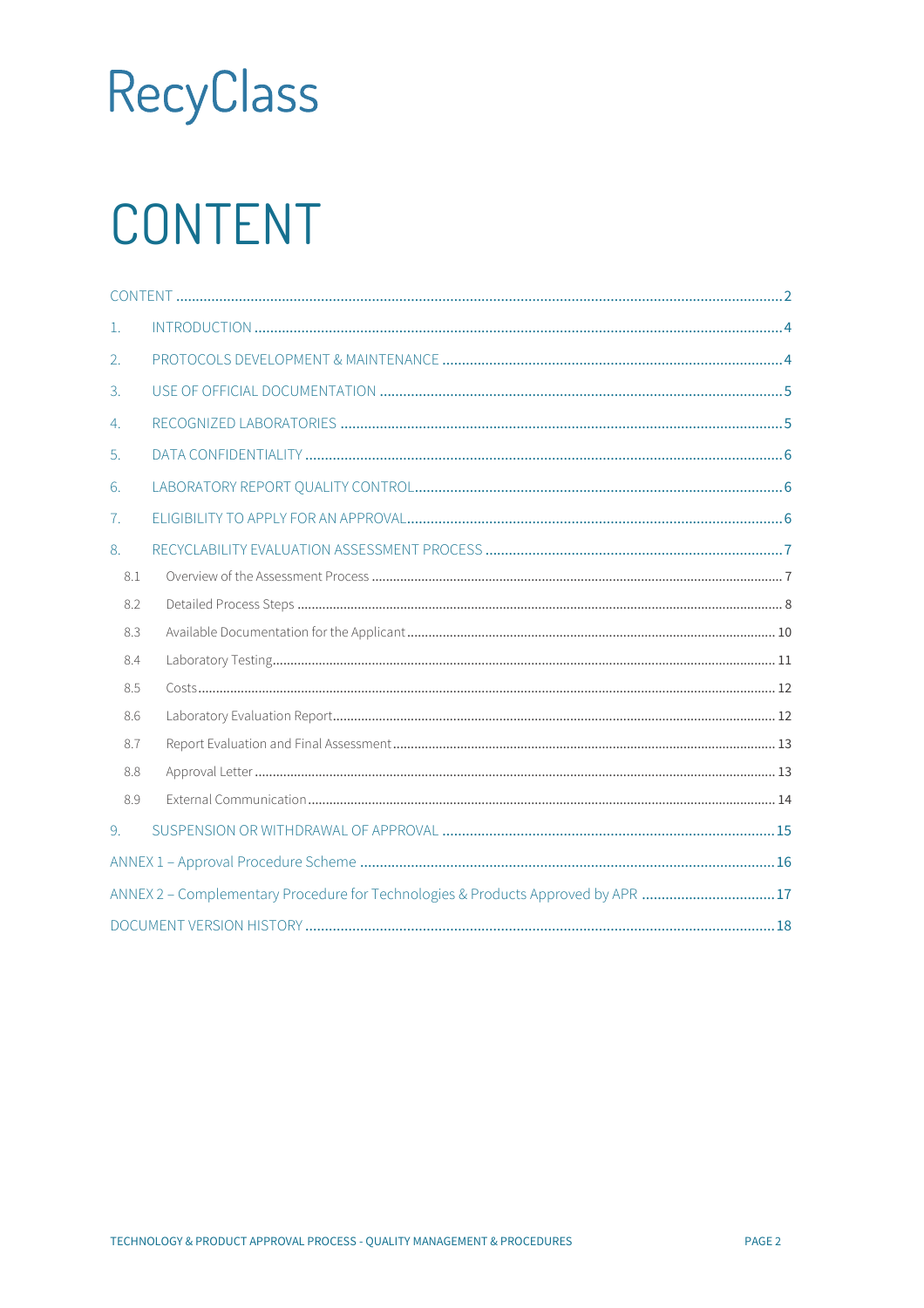RecyClass

# CONTENT

CONTENT ........................................................................................................ 2

1. INTRODUCTION ........................................................................................................ 4
2. PROTOCOLS DEVELOPMENT & MAINTENANCE ........................................................................................................ 4
3. USE OF OFFICIAL DOCUMENTATION ........................................................................................................ 5
4. RECOGNIZED LABORATORIES ........................................................................................................ 5
5. DATA CONFIDENTIALITY ........................................................................................................ 6
6. LABORATORY REPORT QUALITY CONTROL ........................................................................................................ 6
7. ELIGIBILITY TO APPLY FOR AN APPROVAL ........................................................................................................ 6
8. RECYCLABILITY EVALUATION ASSESSMENT PROCESS ........................................................................................................ 7
   - 8.1 Overview of the Assessment Process ........................................................................................................ 7
   - 8.2 Detailed Process Steps ........................................................................................................ 8
   - 8.3 Available Documentation for the Applicant ........................................................................................................ 10
   - 8.4 Laboratory Testing ........................................................................................................ 11
   - 8.5 Costs ........................................................................................................ 12
   - 8.6 Laboratory Evaluation Report ........................................................................................................ 12
   - 8.7 Report Evaluation and Final Assessment ........................................................................................................ 13
   - 8.8 Approval Letter ........................................................................................................ 13
   - 8.9 External Communication ........................................................................................................ 14
9. SUSPENSION OR WITHDRAWAL OF APPROVAL ........................................................................................................ 15

ANNEX 1 – Approval Procedure Scheme ........................................................................................................ 16

ANNEX 2 – Complementary Procedure for Technologies & Products Approved by APR ........................................ 17

DOCUMENT VERSION HISTORY ........................................................................................................ 18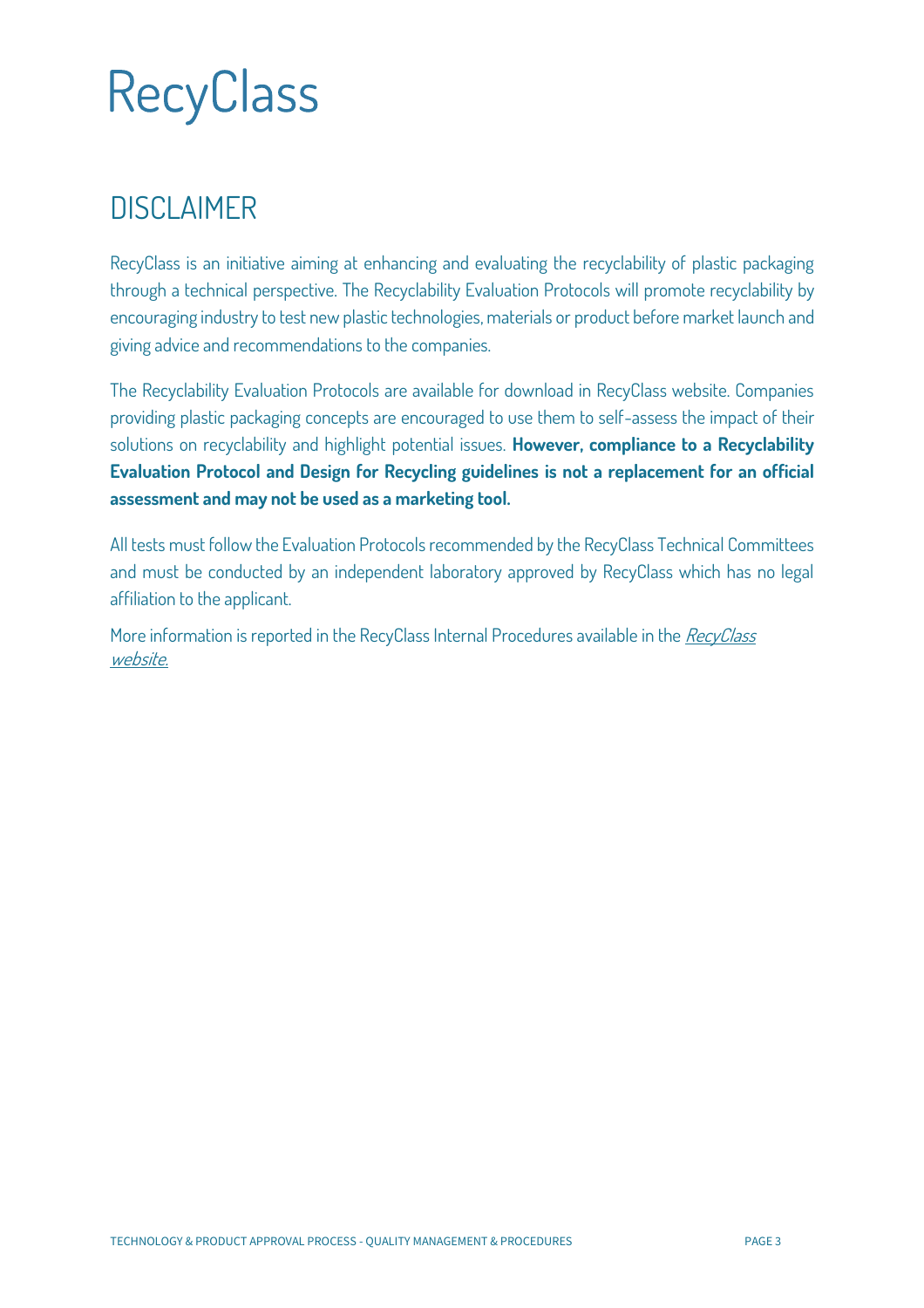# RecyClass

## DISCLAIMER

RecyClass is an initiative aiming at enhancing and evaluating the recyclability of plastic packaging through a technical perspective. The Recyclability Evaluation Protocols will promote recyclability by encouraging industry to test new plastic technologies, materials or product before market launch and giving advice and recommendations to the companies.

The Recyclability Evaluation Protocols are available for download in RecyClass website. Companies providing plastic packaging concepts are encouraged to use them to self-assess the impact of their solutions on recyclability and highlight potential issues. **However, compliance to a Recyclability Evaluation Protocol and Design for Recycling guidelines is not a replacement for an official assessment and may not be used as a marketing tool.**

All tests must follow the Evaluation Protocols recommended by the RecyClass Technical Committees and must be conducted by an independent laboratory approved by RecyClass which has no legal affiliation to the applicant.

More information is reported in the RecyClass Internal Procedures available in the *RecyClass website.*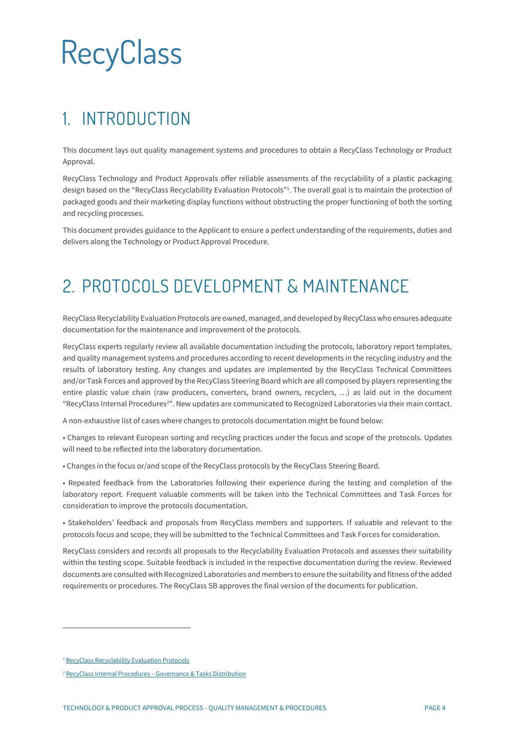RecyClass

# 1. INTRODUCTION

This document lays out quality management systems and procedures to obtain a RecyClass Technology or Product Approval.

RecyClass Technology and Product Approvals offer reliable assessments of the recyclability of a plastic packaging design based on the "RecyClass Recyclability Evaluation Protocols"[1]. The overall goal is to maintain the protection of packaged goods and their marketing display functions without obstructing the proper functioning of both the sorting and recycling processes.

This document provides guidance to the Applicant to ensure a perfect understanding of the requirements, duties and delivers along the Technology or Product Approval Procedure.

# 2. PROTOCOLS DEVELOPMENT & MAINTENANCE

RecyClass Recyclability Evaluation Protocols are owned, managed, and developed by RecyClass who ensures adequate documentation for the maintenance and improvement of the protocols.

RecyClass experts regularly review all available documentation including the protocols, laboratory report templates, and quality management systems and procedures according to recent developments in the recycling industry and the results of laboratory testing. Any changes and updates are implemented by the RecyClass Technical Committees and/or Task Forces and approved by the RecyClass Steering Board which are all composed by players representing the entire plastic value chain (raw producers, converters, brand owners, recyclers, …) as laid out in the document "RecyClass Internal Procedures[2]". New updates are communicated to Recognized Laboratories via their main contact.

A non-exhaustive list of cases where changes to protocols documentation might be found below:

• Changes to relevant European sorting and recycling practices under the focus and scope of the protocols. Updates will need to be reflected into the laboratory documentation.

• Changes in the focus or/and scope of the RecyClass protocols by the RecyClass Steering Board.

• Repeated feedback from the Laboratories following their experience during the testing and completion of the laboratory report. Frequent valuable comments will be taken into the Technical Committees and Task Forces for consideration to improve the protocols documentation.

• Stakeholders' feedback and proposals from RecyClass members and supporters. If valuable and relevant to the protocols focus and scope, they will be submitted to the Technical Committees and Task Forces for consideration.

RecyClass considers and records all proposals to the Recyclability Evaluation Protocols and assesses their suitability within the testing scope. Suitable feedback is included in the respective documentation during the review. Reviewed documents are consulted with Recognized Laboratories and members to ensure the suitability and fitness of the added requirements or procedures. The RecyClass SB approves the final version of the documents for publication.

---

[1] RecyClass Recyclability Evaluation Protocols

[2] RecyClass Internal Procedures – Governance & Tasks Distribution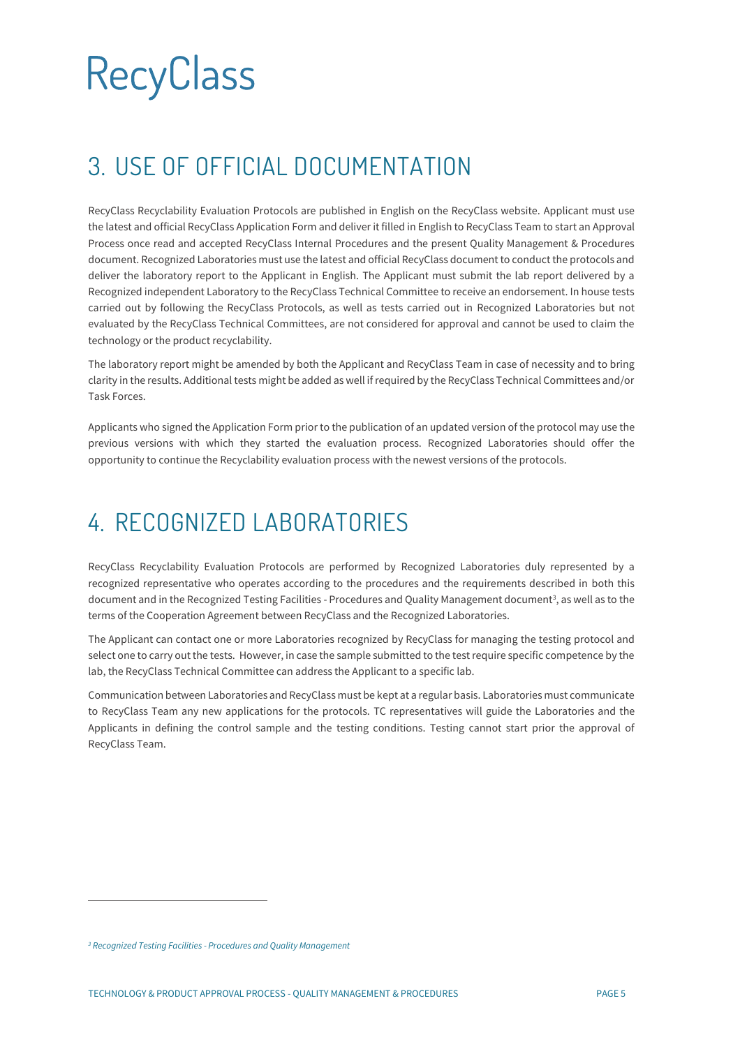# 3. USE OF OFFICIAL DOCUMENTATION

RecyClass Recyclability Evaluation Protocols are published in English on the RecyClass website. Applicant must use the latest and official RecyClass Application Form and deliver it filled in English to RecyClass Team to start an Approval Process once read and accepted RecyClass Internal Procedures and the present Quality Management & Procedures document. Recognized Laboratories must use the latest and official RecyClass document to conduct the protocols and deliver the laboratory report to the Applicant in English. The Applicant must submit the lab report delivered by a Recognized independent Laboratory to the RecyClass Technical Committee to receive an endorsement. In house tests carried out by following the RecyClass Protocols, as well as tests carried out in Recognized Laboratories but not evaluated by the RecyClass Technical Committees, are not considered for approval and cannot be used to claim the technology or the product recyclability.

The laboratory report might be amended by both the Applicant and RecyClass Team in case of necessity and to bring clarity in the results. Additional tests might be added as well if required by the RecyClass Technical Committees and/or Task Forces.

Applicants who signed the Application Form prior to the publication of an updated version of the protocol may use the previous versions with which they started the evaluation process. Recognized Laboratories should offer the opportunity to continue the Recyclability evaluation process with the newest versions of the protocols.

# 4. RECOGNIZED LABORATORIES

RecyClass Recyclability Evaluation Protocols are performed by Recognized Laboratories duly represented by a recognized representative who operates according to the procedures and the requirements described in both this document and in the Recognized Testing Facilities - Procedures and Quality Management document[3], as well as to the terms of the Cooperation Agreement between RecyClass and the Recognized Laboratories.

The Applicant can contact one or more Laboratories recognized by RecyClass for managing the testing protocol and select one to carry out the tests. However, in case the sample submitted to the test require specific competence by the lab, the RecyClass Technical Committee can address the Applicant to a specific lab.

Communication between Laboratories and RecyClass must be kept at a regular basis. Laboratories must communicate to RecyClass Team any new applications for the protocols. TC representatives will guide the Laboratories and the Applicants in defining the control sample and the testing conditions. Testing cannot start prior the approval of RecyClass Team.

---

[3] *Recognized Testing Facilities - Procedures and Quality Management*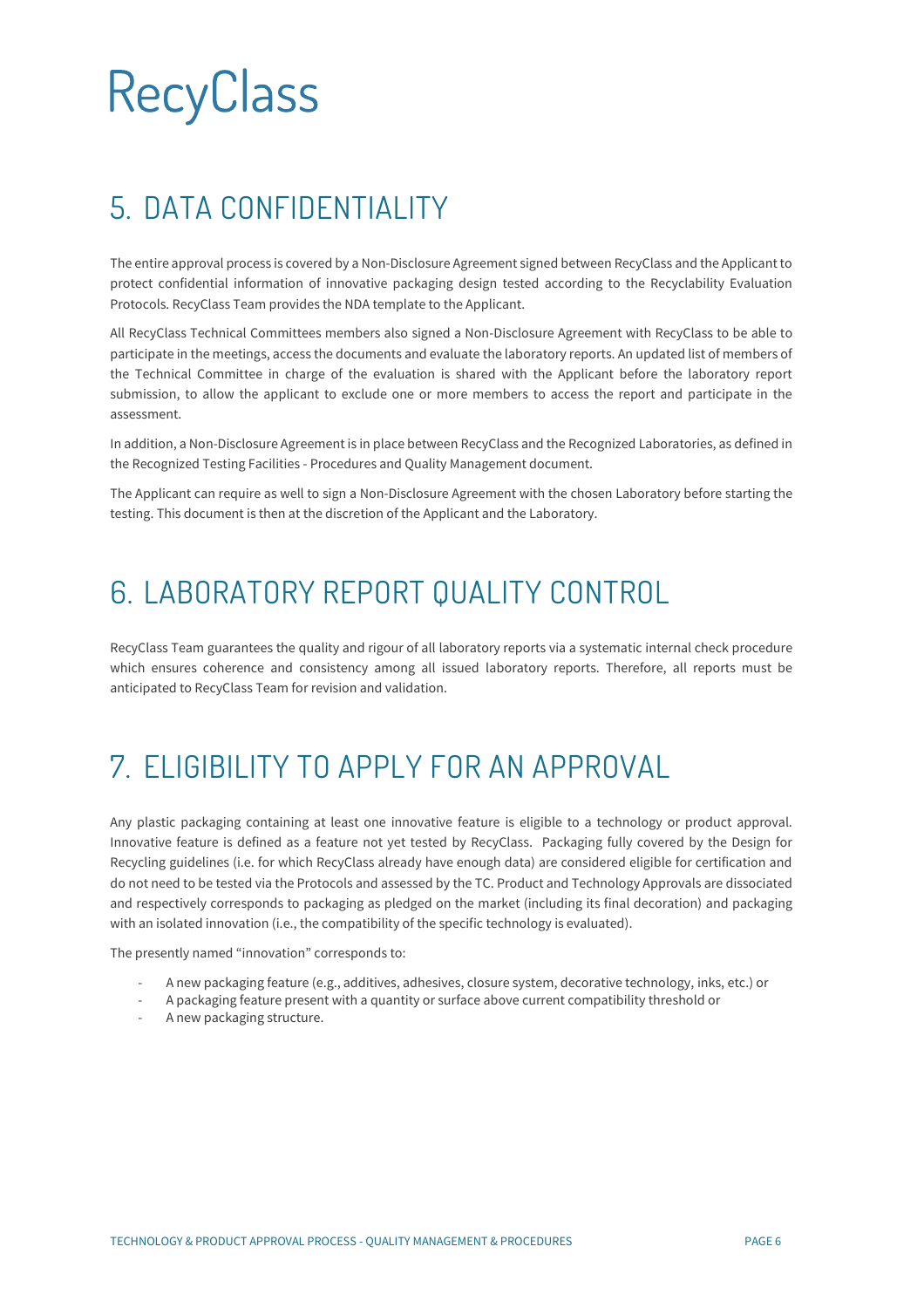# RecyClass

## 5. DATA CONFIDENTIALITY

The entire approval process is covered by a Non-Disclosure Agreement signed between RecyClass and the Applicant to protect confidential information of innovative packaging design tested according to the Recyclability Evaluation Protocols. RecyClass Team provides the NDA template to the Applicant.

All RecyClass Technical Committees members also signed a Non-Disclosure Agreement with RecyClass to be able to participate in the meetings, access the documents and evaluate the laboratory reports. An updated list of members of the Technical Committee in charge of the evaluation is shared with the Applicant before the laboratory report submission, to allow the applicant to exclude one or more members to access the report and participate in the assessment.

In addition, a Non-Disclosure Agreement is in place between RecyClass and the Recognized Laboratories, as defined in the Recognized Testing Facilities - Procedures and Quality Management document.

The Applicant can require as well to sign a Non-Disclosure Agreement with the chosen Laboratory before starting the testing. This document is then at the discretion of the Applicant and the Laboratory.

## 6. LABORATORY REPORT QUALITY CONTROL

RecyClass Team guarantees the quality and rigour of all laboratory reports via a systematic internal check procedure which ensures coherence and consistency among all issued laboratory reports. Therefore, all reports must be anticipated to RecyClass Team for revision and validation.

## 7. ELIGIBILITY TO APPLY FOR AN APPROVAL

Any plastic packaging containing at least one innovative feature is eligible to a technology or product approval. Innovative feature is defined as a feature not yet tested by RecyClass. Packaging fully covered by the Design for Recycling guidelines (i.e. for which RecyClass already have enough data) are considered eligible for certification and do not need to be tested via the Protocols and assessed by the TC. Product and Technology Approvals are dissociated and respectively corresponds to packaging as pledged on the market (including its final decoration) and packaging with an isolated innovation (i.e., the compatibility of the specific technology is evaluated).

The presently named "innovation" corresponds to:

- A new packaging feature (e.g., additives, adhesives, closure system, decorative technology, inks, etc.) or
- A packaging feature present with a quantity or surface above current compatibility threshold or
- A new packaging structure.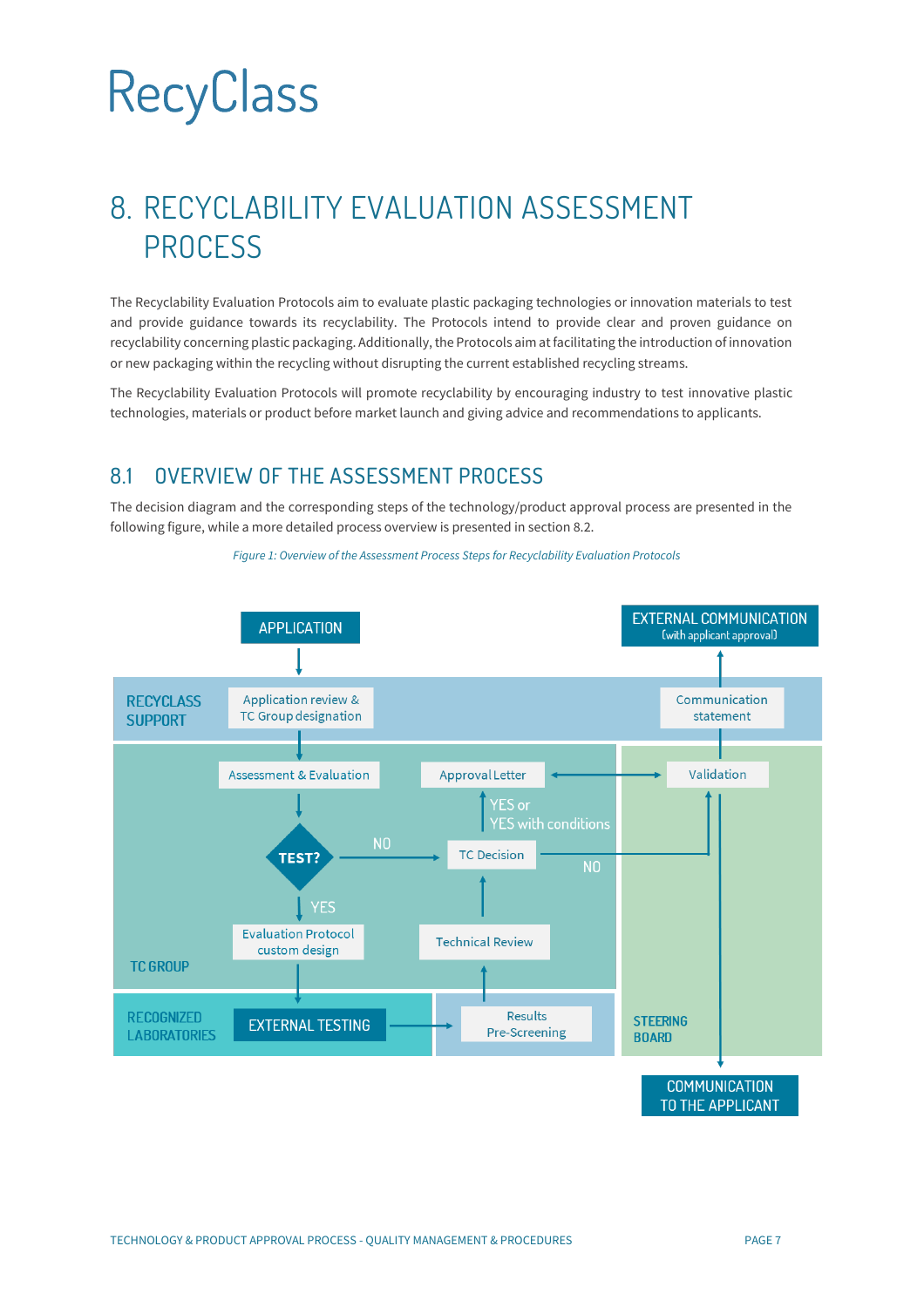# 8. RECYCLABILITY EVALUATION ASSESSMENT PROCESS

The Recyclability Evaluation Protocols aim to evaluate plastic packaging technologies or innovation materials to test and provide guidance towards its recyclability. The Protocols intend to provide clear and proven guidance on recyclability concerning plastic packaging. Additionally, the Protocols aim at facilitating the introduction of innovation or new packaging within the recycling without disrupting the current established recycling streams.

The Recyclability Evaluation Protocols will promote recyclability by encouraging industry to test innovative plastic technologies, materials or product before market launch and giving advice and recommendations to applicants.

## 8.1 OVERVIEW OF THE ASSESSMENT PROCESS

The decision diagram and the corresponding steps of the technology/product approval process are presented in the following figure, while a more detailed process overview is presented in section 8.2.

*Figure 1: Overview of the Assessment Process Steps for Recyclability Evaluation Protocols*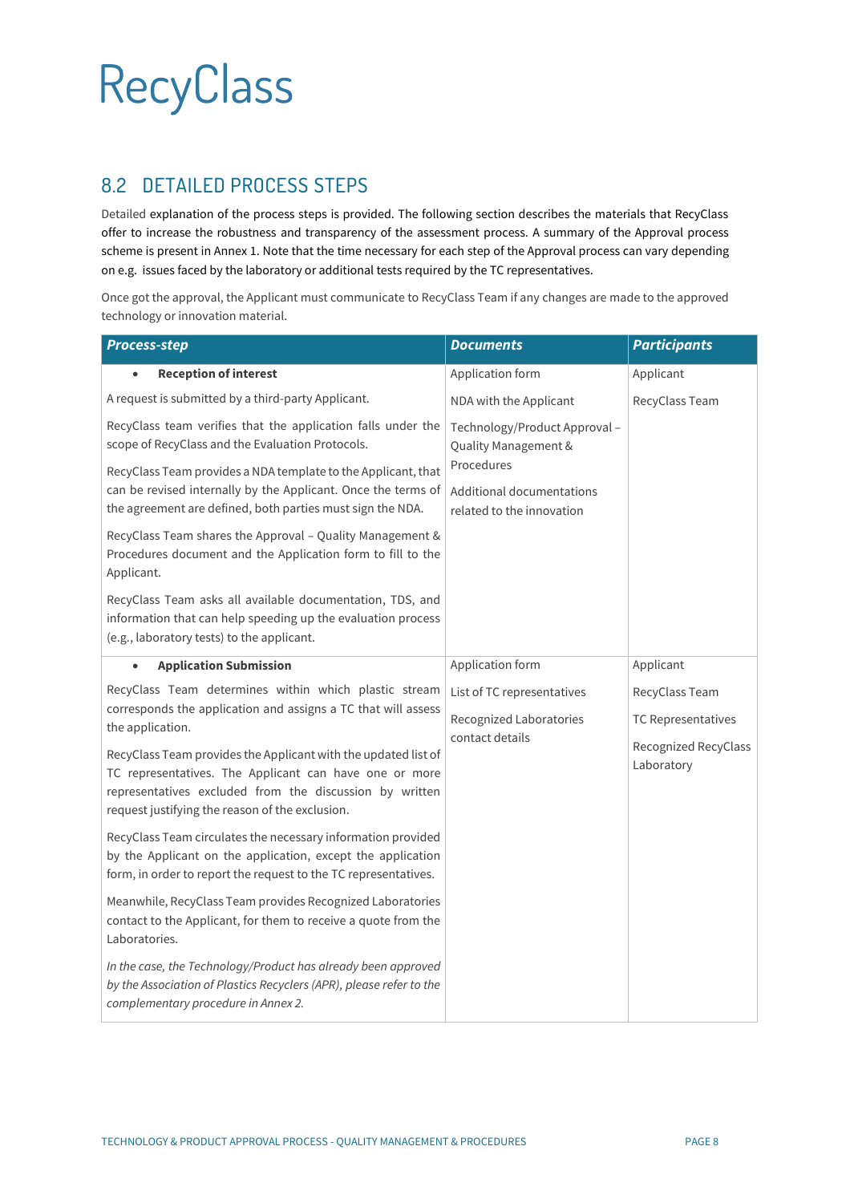## 8.2 DETAILED PROCESS STEPS

Detailed explanation of the process steps is provided. The following section describes the materials that RecyClass offer to increase the robustness and transparency of the assessment process. A summary of the Approval process scheme is present in Annex 1. Note that the time necessary for each step of the Approval process can vary depending on e.g. issues faced by the laboratory or additional tests required by the TC representatives.

Once got the approval, the Applicant must communicate to RecyClass Team if any changes are made to the approved technology or innovation material.

| *Process-step* | *Documents* | *Participants* |
|---|---|---|
| • **Reception of interest**<br><br>A request is submitted by a third-party Applicant.<br><br>RecyClass team verifies that the application falls under the scope of RecyClass and the Evaluation Protocols.<br><br>RecyClass Team provides a NDA template to the Applicant, that can be revised internally by the Applicant. Once the terms of the agreement are defined, both parties must sign the NDA.<br><br>RecyClass Team shares the Approval – Quality Management & Procedures document and the Application form to fill to the Applicant.<br><br>RecyClass Team asks all available documentation, TDS, and information that can help speeding up the evaluation process (e.g., laboratory tests) to the applicant. | Application form<br><br>NDA with the Applicant<br><br>Technology/Product Approval – Quality Management & Procedures<br><br>Additional documentations related to the innovation | Applicant<br><br>RecyClass Team |
| • **Application Submission**<br><br>RecyClass Team determines within which plastic stream corresponds the application and assigns a TC that will assess the application.<br><br>RecyClass Team provides the Applicant with the updated list of TC representatives. The Applicant can have one or more representatives excluded from the discussion by written request justifying the reason of the exclusion.<br><br>RecyClass Team circulates the necessary information provided by the Applicant on the application, except the application form, in order to report the request to the TC representatives.<br><br>Meanwhile, RecyClass Team provides Recognized Laboratories contact to the Applicant, for them to receive a quote from the Laboratories.<br><br>*In the case, the Technology/Product has already been approved by the Association of Plastics Recyclers (APR), please refer to the complementary procedure in Annex 2.* | Application form<br><br>List of TC representatives<br><br>Recognized Laboratories contact details | Applicant<br><br>RecyClass Team<br><br>TC Representatives<br><br>Recognized RecyClass Laboratory |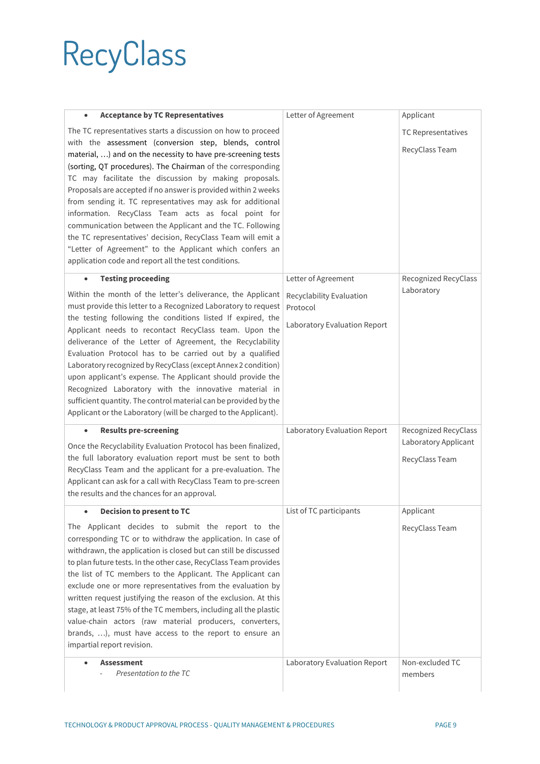| | | |
|---|---|---|
| • **Acceptance by TC Representatives**<br><br>The TC representatives starts a discussion on how to proceed with the assessment (conversion step, blends, control material, …) and on the necessity to have pre-screening tests (sorting, QT procedures). The Chairman of the corresponding TC may facilitate the discussion by making proposals. Proposals are accepted if no answer is provided within 2 weeks from sending it. TC representatives may ask for additional information. RecyClass Team acts as focal point for communication between the Applicant and the TC. Following the TC representatives' decision, RecyClass Team will emit a "Letter of Agreement" to the Applicant which confers an application code and report all the test conditions. | Letter of Agreement | Applicant<br><br>TC Representatives<br><br>RecyClass Team |
| • **Testing proceeding**<br><br>Within the month of the letter's deliverance, the Applicant must provide this letter to a Recognized Laboratory to request the testing following the conditions listed If expired, the Applicant needs to recontact RecyClass team. Upon the deliverance of the Letter of Agreement, the Recyclability Evaluation Protocol has to be carried out by a qualified Laboratory recognized by RecyClass (except Annex 2 condition) upon applicant's expense. The Applicant should provide the Recognized Laboratory with the innovative material in sufficient quantity. The control material can be provided by the Applicant or the Laboratory (will be charged to the Applicant). | Letter of Agreement<br><br>Recyclability Evaluation Protocol<br><br>Laboratory Evaluation Report | Recognized RecyClass Laboratory |
| • **Results pre-screening**<br><br>Once the Recyclability Evaluation Protocol has been finalized, the full laboratory evaluation report must be sent to both RecyClass Team and the applicant for a pre-evaluation. The Applicant can ask for a call with RecyClass Team to pre-screen the results and the chances for an approval. | Laboratory Evaluation Report | Recognized RecyClass Laboratory Applicant<br><br>RecyClass Team |
| • **Decision to present to TC**<br><br>The Applicant decides to submit the report to the corresponding TC or to withdraw the application. In case of withdrawn, the application is closed but can still be discussed to plan future tests. In the other case, RecyClass Team provides the list of TC members to the Applicant. The Applicant can exclude one or more representatives from the evaluation by written request justifying the reason of the exclusion. At this stage, at least 75% of the TC members, including all the plastic value-chain actors (raw material producers, converters, brands, …), must have access to the report to ensure an impartial report revision. | List of TC participants | Applicant<br><br>RecyClass Team |
| • **Assessment**<br>- *Presentation to the TC* | Laboratory Evaluation Report | Non-excluded TC members |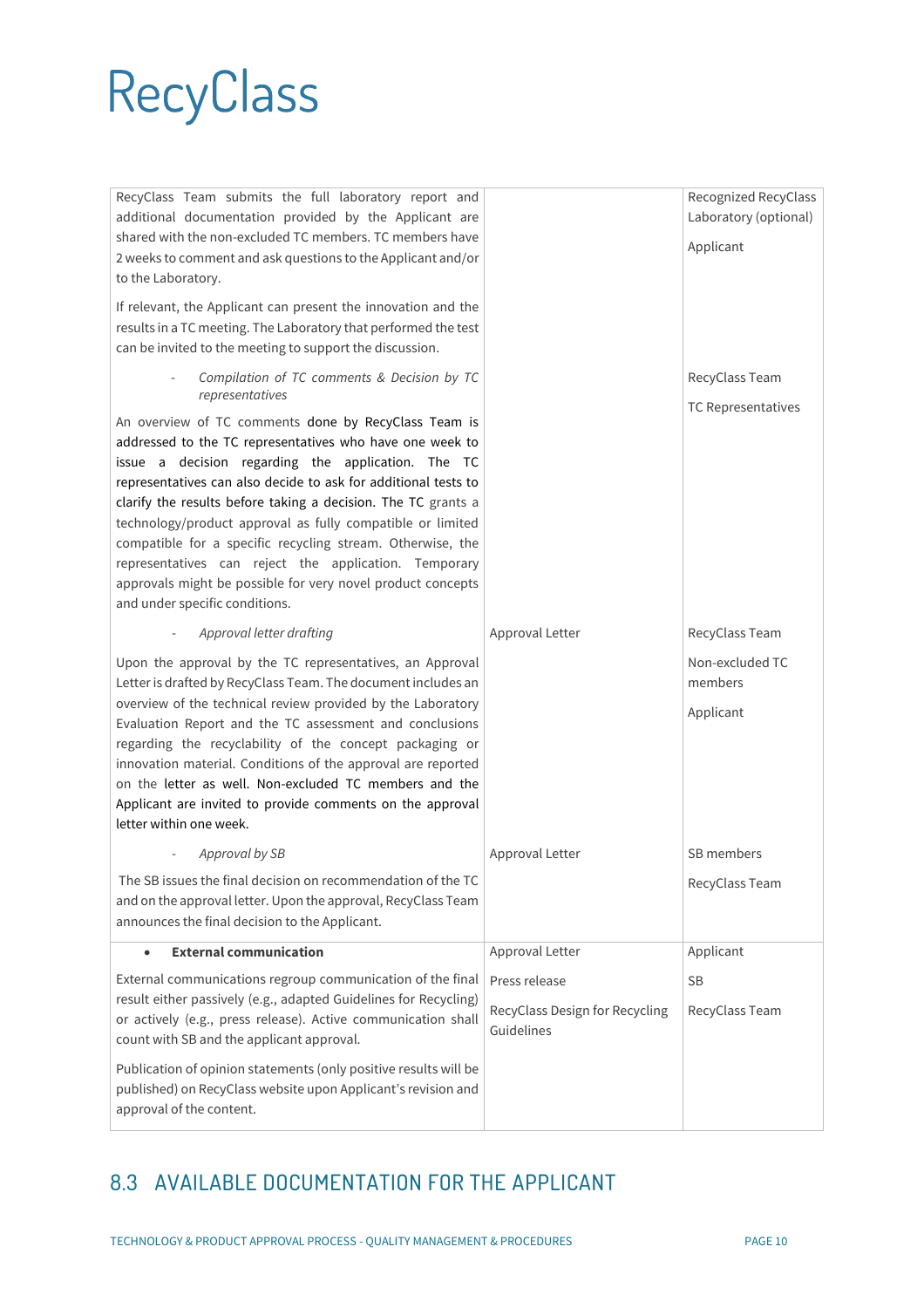| | | |
|---|---|---|
| RecyClass Team submits the full laboratory report and additional documentation provided by the Applicant are shared with the non-excluded TC members. TC members have 2 weeks to comment and ask questions to the Applicant and/or to the Laboratory.<br><br>If relevant, the Applicant can present the innovation and the results in a TC meeting. The Laboratory that performed the test can be invited to the meeting to support the discussion. | | Recognized RecyClass Laboratory (optional)<br><br>Applicant |
| - *Compilation of TC comments & Decision by TC representatives*<br><br>An overview of TC comments done by RecyClass Team is addressed to the TC representatives who have one week to issue a decision regarding the application. The TC representatives can also decide to ask for additional tests to clarify the results before taking a decision. The TC grants a technology/product approval as fully compatible or limited compatible for a specific recycling stream. Otherwise, the representatives can reject the application. Temporary approvals might be possible for very novel product concepts and under specific conditions. | | RecyClass Team<br><br>TC Representatives |
| - *Approval letter drafting*<br><br>Upon the approval by the TC representatives, an Approval Letter is drafted by RecyClass Team. The document includes an overview of the technical review provided by the Laboratory Evaluation Report and the TC assessment and conclusions regarding the recyclability of the concept packaging or innovation material. Conditions of the approval are reported on the letter as well. Non-excluded TC members and the Applicant are invited to provide comments on the approval letter within one week. | Approval Letter | RecyClass Team<br><br>Non-excluded TC members<br><br>Applicant |
| - *Approval by SB*<br><br>The SB issues the final decision on recommendation of the TC and on the approval letter. Upon the approval, RecyClass Team announces the final decision to the Applicant. | Approval Letter | SB members<br><br>RecyClass Team |
| • **External communication**<br><br>External communications regroup communication of the final result either passively (e.g., adapted Guidelines for Recycling) or actively (e.g., press release). Active communication shall count with SB and the applicant approval.<br><br>Publication of opinion statements (only positive results will be published) on RecyClass website upon Applicant's revision and approval of the content. | Approval Letter<br><br>Press release<br><br>RecyClass Design for Recycling Guidelines | Applicant<br><br>SB<br><br>RecyClass Team |

## 8.3 AVAILABLE DOCUMENTATION FOR THE APPLICANT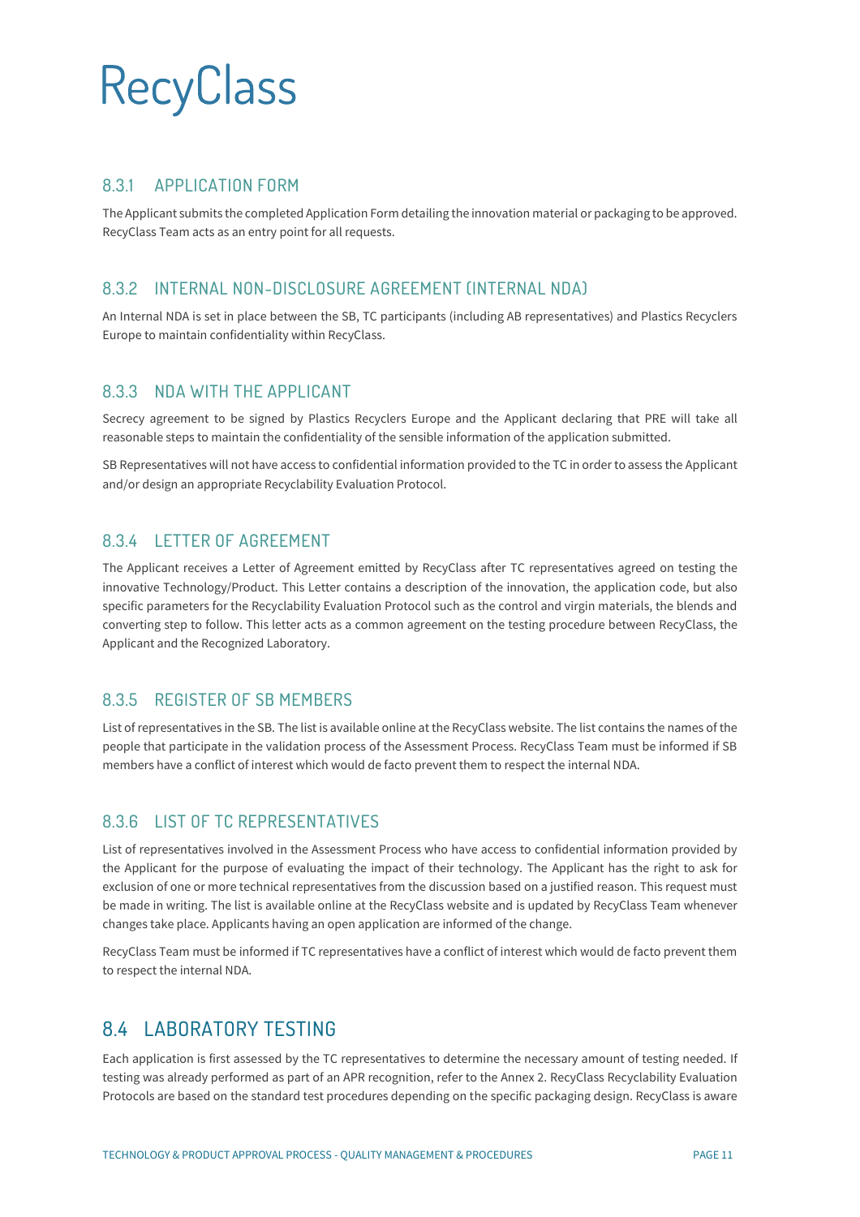### 8.3.1 APPLICATION FORM

The Applicant submits the completed Application Form detailing the innovation material or packaging to be approved. RecyClass Team acts as an entry point for all requests.

### 8.3.2 INTERNAL NON-DISCLOSURE AGREEMENT (INTERNAL NDA)

An Internal NDA is set in place between the SB, TC participants (including AB representatives) and Plastics Recyclers Europe to maintain confidentiality within RecyClass.

### 8.3.3 NDA WITH THE APPLICANT

Secrecy agreement to be signed by Plastics Recyclers Europe and the Applicant declaring that PRE will take all reasonable steps to maintain the confidentiality of the sensible information of the application submitted.

SB Representatives will not have access to confidential information provided to the TC in order to assess the Applicant and/or design an appropriate Recyclability Evaluation Protocol.

### 8.3.4 LETTER OF AGREEMENT

The Applicant receives a Letter of Agreement emitted by RecyClass after TC representatives agreed on testing the innovative Technology/Product. This Letter contains a description of the innovation, the application code, but also specific parameters for the Recyclability Evaluation Protocol such as the control and virgin materials, the blends and converting step to follow. This letter acts as a common agreement on the testing procedure between RecyClass, the Applicant and the Recognized Laboratory.

### 8.3.5 REGISTER OF SB MEMBERS

List of representatives in the SB. The list is available online at the RecyClass website. The list contains the names of the people that participate in the validation process of the Assessment Process. RecyClass Team must be informed if SB members have a conflict of interest which would de facto prevent them to respect the internal NDA.

### 8.3.6 LIST OF TC REPRESENTATIVES

List of representatives involved in the Assessment Process who have access to confidential information provided by the Applicant for the purpose of evaluating the impact of their technology. The Applicant has the right to ask for exclusion of one or more technical representatives from the discussion based on a justified reason. This request must be made in writing. The list is available online at the RecyClass website and is updated by RecyClass Team whenever changes take place. Applicants having an open application are informed of the change.

RecyClass Team must be informed if TC representatives have a conflict of interest which would de facto prevent them to respect the internal NDA.

## 8.4 LABORATORY TESTING

Each application is first assessed by the TC representatives to determine the necessary amount of testing needed. If testing was already performed as part of an APR recognition, refer to the Annex 2. RecyClass Recyclability Evaluation Protocols are based on the standard test procedures depending on the specific packaging design. RecyClass is aware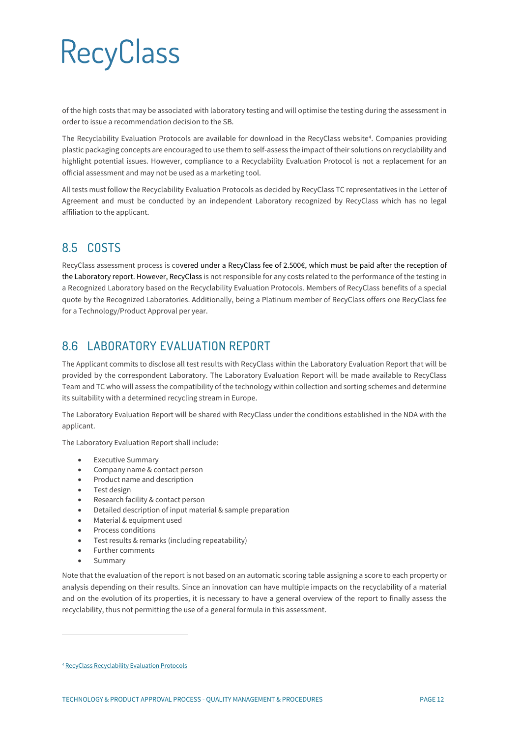of the high costs that may be associated with laboratory testing and will optimise the testing during the assessment in order to issue a recommendation decision to the SB.

The Recyclability Evaluation Protocols are available for download in the RecyClass website[4]. Companies providing plastic packaging concepts are encouraged to use them to self-assess the impact of their solutions on recyclability and highlight potential issues. However, compliance to a Recyclability Evaluation Protocol is not a replacement for an official assessment and may not be used as a marketing tool.

All tests must follow the Recyclability Evaluation Protocols as decided by RecyClass TC representatives in the Letter of Agreement and must be conducted by an independent Laboratory recognized by RecyClass which has no legal affiliation to the applicant.

## 8.5 COSTS

RecyClass assessment process is covered under a RecyClass fee of 2.500€, which must be paid after the reception of the Laboratory report. However, RecyClass is not responsible for any costs related to the performance of the testing in a Recognized Laboratory based on the Recyclability Evaluation Protocols. Members of RecyClass benefits of a special quote by the Recognized Laboratories. Additionally, being a Platinum member of RecyClass offers one RecyClass fee for a Technology/Product Approval per year.

## 8.6 LABORATORY EVALUATION REPORT

The Applicant commits to disclose all test results with RecyClass within the Laboratory Evaluation Report that will be provided by the correspondent Laboratory. The Laboratory Evaluation Report will be made available to RecyClass Team and TC who will assess the compatibility of the technology within collection and sorting schemes and determine its suitability with a determined recycling stream in Europe.

The Laboratory Evaluation Report will be shared with RecyClass under the conditions established in the NDA with the applicant.

The Laboratory Evaluation Report shall include:

- Executive Summary
- Company name & contact person
- Product name and description
- Test design
- Research facility & contact person
- Detailed description of input material & sample preparation
- Material & equipment used
- Process conditions
- Test results & remarks (including repeatability)
- Further comments
- Summary

Note that the evaluation of the report is not based on an automatic scoring table assigning a score to each property or analysis depending on their results. Since an innovation can have multiple impacts on the recyclability of a material and on the evolution of its properties, it is necessary to have a general overview of the report to finally assess the recyclability, thus not permitting the use of a general formula in this assessment.

[4] RecyClass Recyclability Evaluation Protocols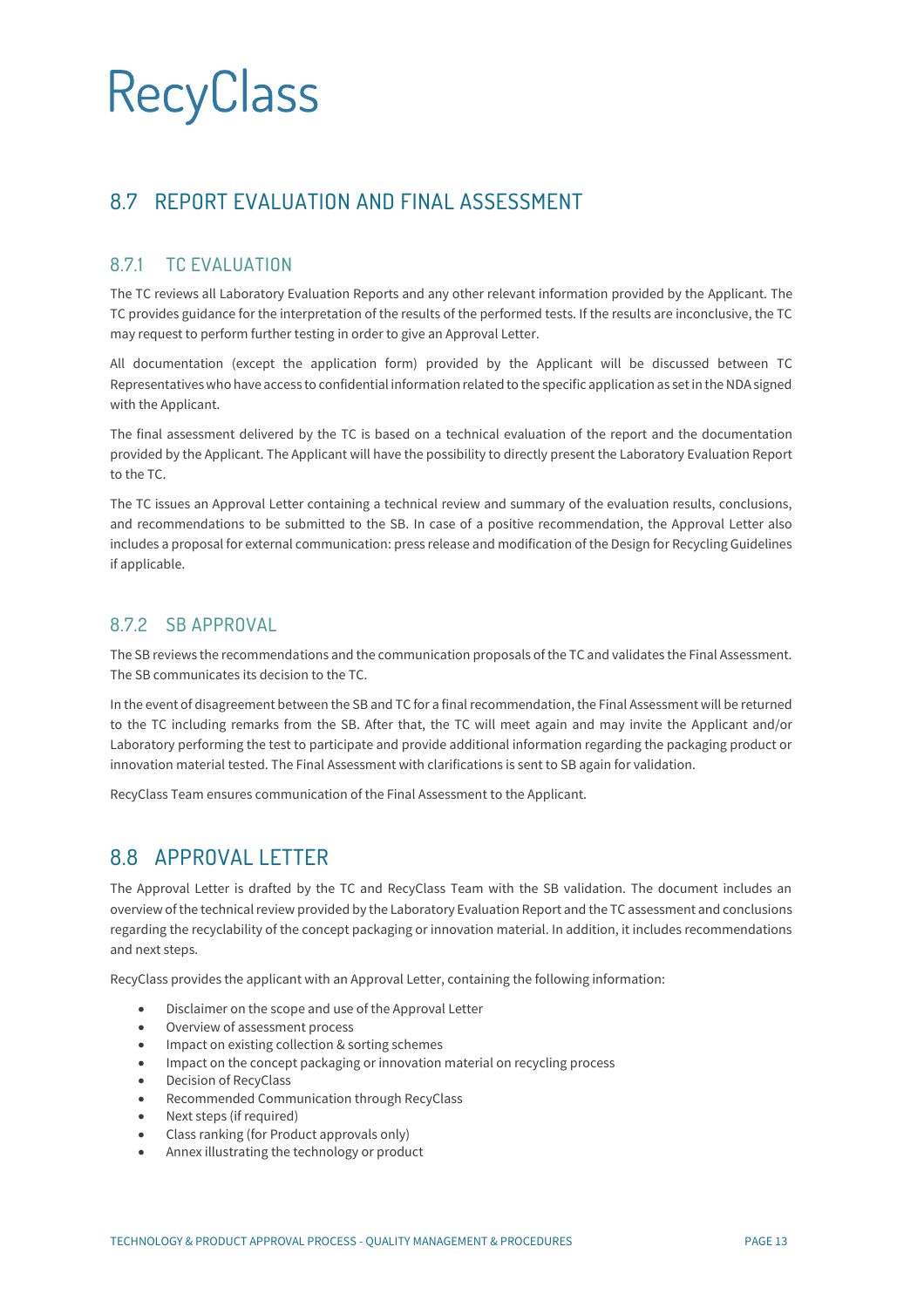## 8.7 REPORT EVALUATION AND FINAL ASSESSMENT

### 8.7.1 TC EVALUATION

The TC reviews all Laboratory Evaluation Reports and any other relevant information provided by the Applicant. The TC provides guidance for the interpretation of the results of the performed tests. If the results are inconclusive, the TC may request to perform further testing in order to give an Approval Letter.

All documentation (except the application form) provided by the Applicant will be discussed between TC Representatives who have access to confidential information related to the specific application as set in the NDA signed with the Applicant.

The final assessment delivered by the TC is based on a technical evaluation of the report and the documentation provided by the Applicant. The Applicant will have the possibility to directly present the Laboratory Evaluation Report to the TC.

The TC issues an Approval Letter containing a technical review and summary of the evaluation results, conclusions, and recommendations to be submitted to the SB. In case of a positive recommendation, the Approval Letter also includes a proposal for external communication: press release and modification of the Design for Recycling Guidelines if applicable.

### 8.7.2 SB APPROVAL

The SB reviews the recommendations and the communication proposals of the TC and validates the Final Assessment. The SB communicates its decision to the TC.

In the event of disagreement between the SB and TC for a final recommendation, the Final Assessment will be returned to the TC including remarks from the SB. After that, the TC will meet again and may invite the Applicant and/or Laboratory performing the test to participate and provide additional information regarding the packaging product or innovation material tested. The Final Assessment with clarifications is sent to SB again for validation.

RecyClass Team ensures communication of the Final Assessment to the Applicant.

## 8.8 APPROVAL LETTER

The Approval Letter is drafted by the TC and RecyClass Team with the SB validation. The document includes an overview of the technical review provided by the Laboratory Evaluation Report and the TC assessment and conclusions regarding the recyclability of the concept packaging or innovation material. In addition, it includes recommendations and next steps.

RecyClass provides the applicant with an Approval Letter, containing the following information:

- Disclaimer on the scope and use of the Approval Letter
- Overview of assessment process
- Impact on existing collection & sorting schemes
- Impact on the concept packaging or innovation material on recycling process
- Decision of RecyClass
- Recommended Communication through RecyClass
- Next steps (if required)
- Class ranking (for Product approvals only)
- Annex illustrating the technology or product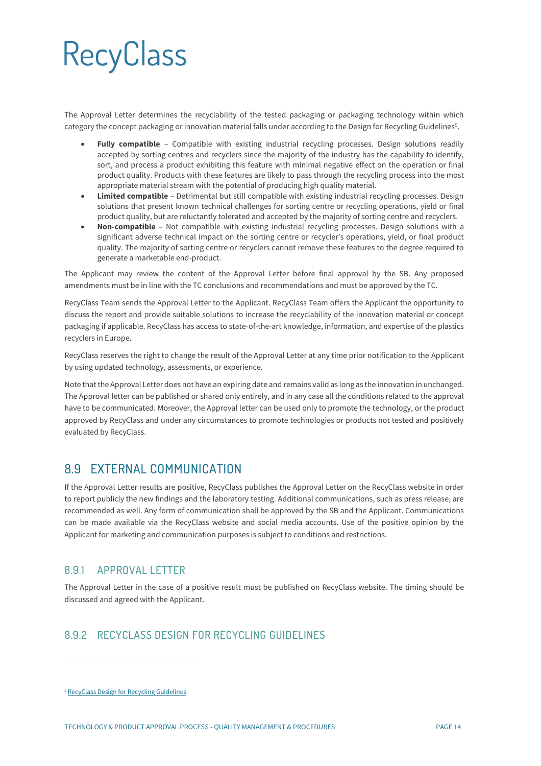The Approval Letter determines the recyclability of the tested packaging or packaging technology within which category the concept packaging or innovation material falls under according to the Design for Recycling Guidelines[5].

- **Fully compatible** – Compatible with existing industrial recycling processes. Design solutions readily accepted by sorting centres and recyclers since the majority of the industry has the capability to identify, sort, and process a product exhibiting this feature with minimal negative effect on the operation or final product quality. Products with these features are likely to pass through the recycling process into the most appropriate material stream with the potential of producing high quality material.
- **Limited compatible** – Detrimental but still compatible with existing industrial recycling processes. Design solutions that present known technical challenges for sorting centre or recycling operations, yield or final product quality, but are reluctantly tolerated and accepted by the majority of sorting centre and recyclers.
- **Non-compatible** – Not compatible with existing industrial recycling processes. Design solutions with a significant adverse technical impact on the sorting centre or recycler's operations, yield, or final product quality. The majority of sorting centre or recyclers cannot remove these features to the degree required to generate a marketable end-product.

The Applicant may review the content of the Approval Letter before final approval by the SB. Any proposed amendments must be in line with the TC conclusions and recommendations and must be approved by the TC.

RecyClass Team sends the Approval Letter to the Applicant. RecyClass Team offers the Applicant the opportunity to discuss the report and provide suitable solutions to increase the recyclability of the innovation material or concept packaging if applicable. RecyClass has access to state-of-the-art knowledge, information, and expertise of the plastics recyclers in Europe.

RecyClass reserves the right to change the result of the Approval Letter at any time prior notification to the Applicant by using updated technology, assessments, or experience.

Note that the Approval Letter does not have an expiring date and remains valid as long as the innovation in unchanged. The Approval letter can be published or shared only entirely, and in any case all the conditions related to the approval have to be communicated. Moreover, the Approval letter can be used only to promote the technology, or the product approved by RecyClass and under any circumstances to promote technologies or products not tested and positively evaluated by RecyClass.

## 8.9 EXTERNAL COMMUNICATION

If the Approval Letter results are positive, RecyClass publishes the Approval Letter on the RecyClass website in order to report publicly the new findings and the laboratory testing. Additional communications, such as press release, are recommended as well. Any form of communication shall be approved by the SB and the Applicant. Communications can be made available via the RecyClass website and social media accounts. Use of the positive opinion by the Applicant for marketing and communication purposes is subject to conditions and restrictions.

### 8.9.1 APPROVAL LETTER

The Approval Letter in the case of a positive result must be published on RecyClass website. The timing should be discussed and agreed with the Applicant.

### 8.9.2 RECYCLASS DESIGN FOR RECYCLING GUIDELINES

[5] RecyClass Design for Recycling Guidelines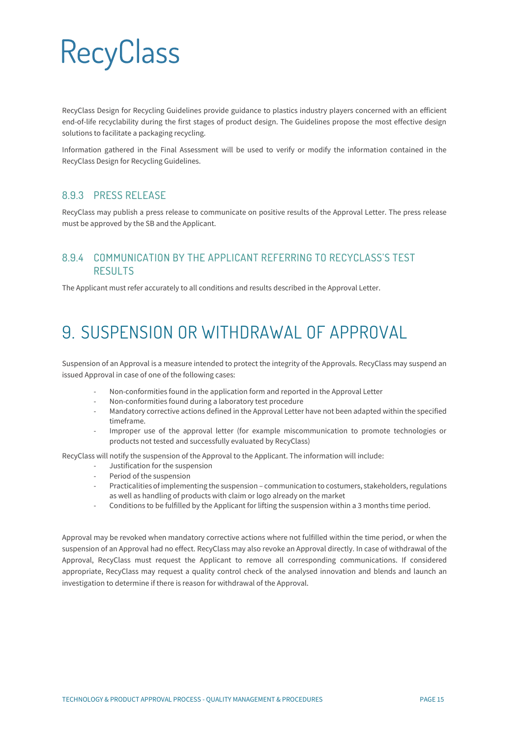RecyClass Design for Recycling Guidelines provide guidance to plastics industry players concerned with an efficient end-of-life recyclability during the first stages of product design. The Guidelines propose the most effective design solutions to facilitate a packaging recycling.

Information gathered in the Final Assessment will be used to verify or modify the information contained in the RecyClass Design for Recycling Guidelines.

### 8.9.3 PRESS RELEASE

RecyClass may publish a press release to communicate on positive results of the Approval Letter. The press release must be approved by the SB and the Applicant.

### 8.9.4 COMMUNICATION BY THE APPLICANT REFERRING TO RECYCLASS'S TEST RESULTS

The Applicant must refer accurately to all conditions and results described in the Approval Letter.

# 9. SUSPENSION OR WITHDRAWAL OF APPROVAL

Suspension of an Approval is a measure intended to protect the integrity of the Approvals. RecyClass may suspend an issued Approval in case of one of the following cases:

- Non-conformities found in the application form and reported in the Approval Letter
- Non-conformities found during a laboratory test procedure
- Mandatory corrective actions defined in the Approval Letter have not been adapted within the specified timeframe.
- Improper use of the approval letter (for example miscommunication to promote technologies or products not tested and successfully evaluated by RecyClass)

RecyClass will notify the suspension of the Approval to the Applicant. The information will include:

- Justification for the suspension
- Period of the suspension
- Practicalities of implementing the suspension – communication to costumers, stakeholders, regulations as well as handling of products with claim or logo already on the market
- Conditions to be fulfilled by the Applicant for lifting the suspension within a 3 months time period.

Approval may be revoked when mandatory corrective actions where not fulfilled within the time period, or when the suspension of an Approval had no effect. RecyClass may also revoke an Approval directly. In case of withdrawal of the Approval, RecyClass must request the Applicant to remove all corresponding communications. If considered appropriate, RecyClass may request a quality control check of the analysed innovation and blends and launch an investigation to determine if there is reason for withdrawal of the Approval.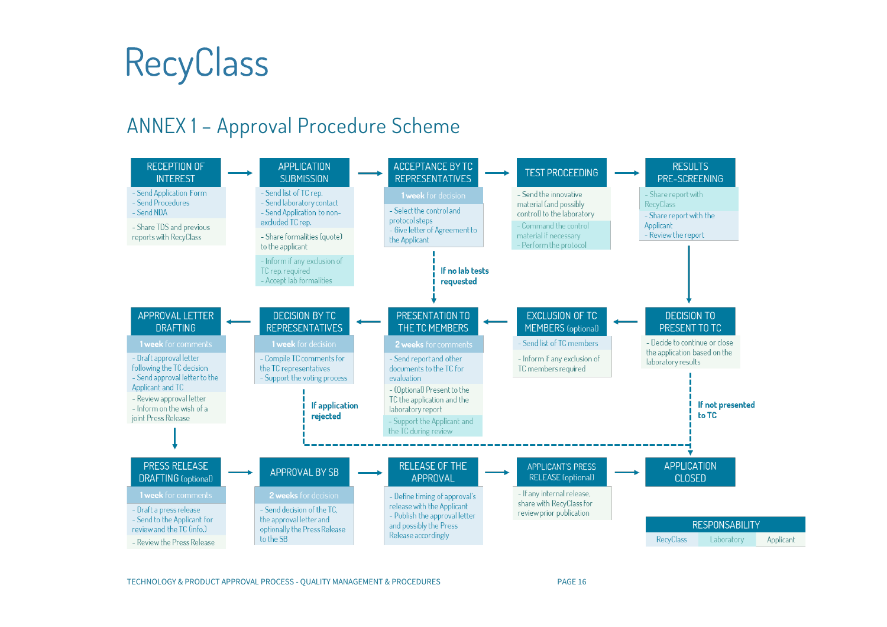# RecyClass

## ANNEX 1 – Approval Procedure Scheme

### RECEPTION OF INTEREST
- Send Application Form
- Send Procedures
- Send NDA

- Share TDS and previous reports with RecyClass

→

### APPLICATION SUBMISSION
- Send list of TC rep.
- Send laboratory contact
- Send Application to non-excluded TC rep.

- Share formalities (quote) to the applicant

- Inform if any exclusion of TC rep. required
- Accept lab formalities

→

### ACCEPTANCE BY TC REPRESENTATIVES
**1 week** for decision

- Select the control and protocol steps
- Give letter of Agreement to the Applicant

**If no lab tests requested** → PRESENTATION TO THE TC MEMBERS

→

### TEST PROCEEDING
- Send the innovative material (and possibly control) to the laboratory

- Command the control material if necessary
- Perform the protocol

→

### RESULTS PRE-SCREENING
- Share report with RecyClass

- Share report with the Applicant
- Review the report

↓

### DECISION TO PRESENT TO TC
- Decide to continue or close the application based on the laboratory results

**If not presented to TC** → APPLICATION CLOSED

←

### EXCLUSION OF TC MEMBERS (optional)
- Send list of TC members

- Inform if any exclusion of TC members required

←

### PRESENTATION TO THE TC MEMBERS
**2 weeks** for comments

- Send report and other documents to the TC for evaluation

- (Optional) Present to the TC the application and the laboratory report

- Support the Applicant and the TC during review

←

### DECISION BY TC REPRESENTATIVES
**1 week** for decision

- Compile TC comments for the TC representatives
- Support the voting process

**If application rejected** → APPLICATION CLOSED

←

### APPROVAL LETTER DRAFTING
**1 week** for comments

- Draft approval letter following the TC decision
- Send approval letter to the Applicant and TC

- Review approval letter
- Inform on the wish of a joint Press Release

↓

### PRESS RELEASE DRAFTING (optional)
**1 week** for comments

- Draft a press release
- Send to the Applicant for review and the TC (info.)

- Review the Press Release

→

### APPROVAL BY SB
**2 weeks** for decision

- Send decision of the TC, the approval letter and optionally the Press Release to the SB

→

### RELEASE OF THE APPROVAL
- Define timing of approval's release with the Applicant
- Publish the approval letter and possibly the Press Release accordingly

→

### APPLICANT'S PRESS RELEASE (optional)
- If any internal release, share with RecyClass for review prior publication

→

### APPLICATION CLOSED

| RESPONSABILITY | | |
|---|---|---|
| RecyClass | Laboratory | Applicant |

TECHNOLOGY & PRODUCT APPROVAL PROCESS - QUALITY MANAGEMENT & PROCEDURES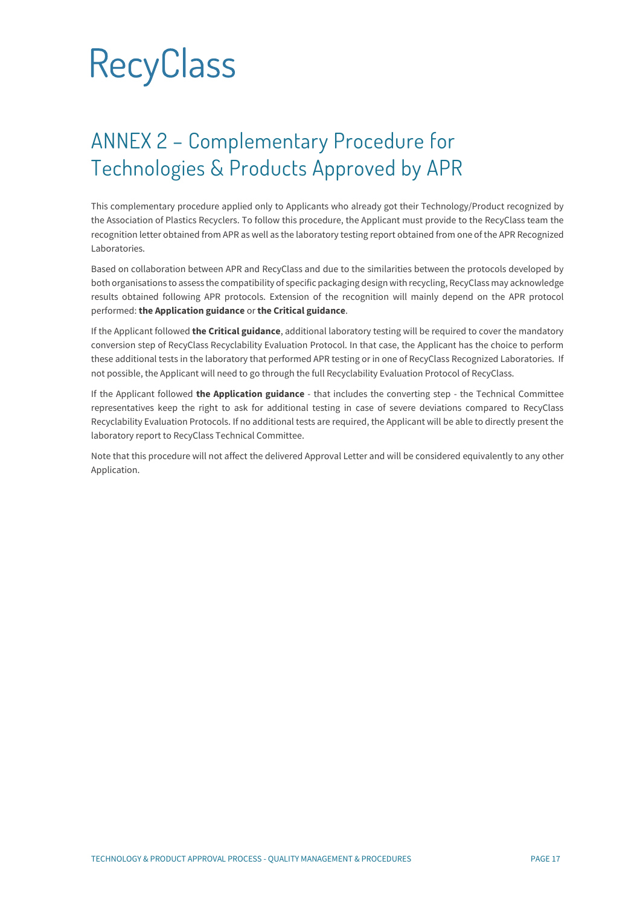RecyClass

# ANNEX 2 – Complementary Procedure for Technologies & Products Approved by APR

This complementary procedure applied only to Applicants who already got their Technology/Product recognized by the Association of Plastics Recyclers. To follow this procedure, the Applicant must provide to the RecyClass team the recognition letter obtained from APR as well as the laboratory testing report obtained from one of the APR Recognized Laboratories.

Based on collaboration between APR and RecyClass and due to the similarities between the protocols developed by both organisations to assess the compatibility of specific packaging design with recycling, RecyClass may acknowledge results obtained following APR protocols. Extension of the recognition will mainly depend on the APR protocol performed: **the Application guidance** or **the Critical guidance**.

If the Applicant followed **the Critical guidance**, additional laboratory testing will be required to cover the mandatory conversion step of RecyClass Recyclability Evaluation Protocol. In that case, the Applicant has the choice to perform these additional tests in the laboratory that performed APR testing or in one of RecyClass Recognized Laboratories. If not possible, the Applicant will need to go through the full Recyclability Evaluation Protocol of RecyClass.

If the Applicant followed **the Application guidance** - that includes the converting step - the Technical Committee representatives keep the right to ask for additional testing in case of severe deviations compared to RecyClass Recyclability Evaluation Protocols. If no additional tests are required, the Applicant will be able to directly present the laboratory report to RecyClass Technical Committee.

Note that this procedure will not affect the delivered Approval Letter and will be considered equivalently to any other Application.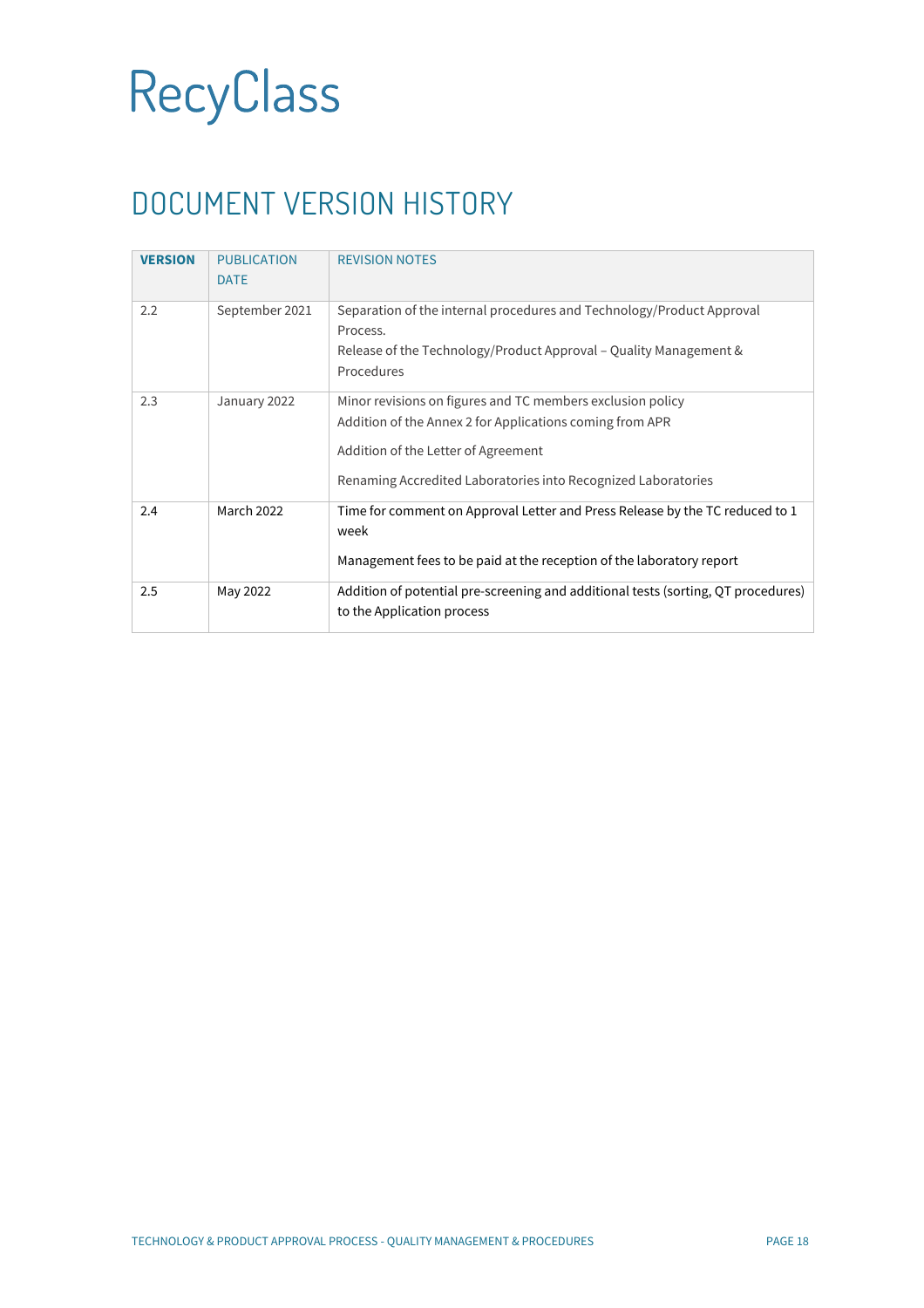# RecyClass

## DOCUMENT VERSION HISTORY

| VERSION | PUBLICATION DATE | REVISION NOTES |
|---|---|---|
| 2.2 | September 2021 | Separation of the internal procedures and Technology/Product Approval Process.<br>Release of the Technology/Product Approval – Quality Management & Procedures |
| 2.3 | January 2022 | Minor revisions on figures and TC members exclusion policy<br>Addition of the Annex 2 for Applications coming from APR<br>Addition of the Letter of Agreement<br>Renaming Accredited Laboratories into Recognized Laboratories |
| 2.4 | March 2022 | Time for comment on Approval Letter and Press Release by the TC reduced to 1 week<br>Management fees to be paid at the reception of the laboratory report |
| 2.5 | May 2022 | Addition of potential pre-screening and additional tests (sorting, QT procedures) to the Application process |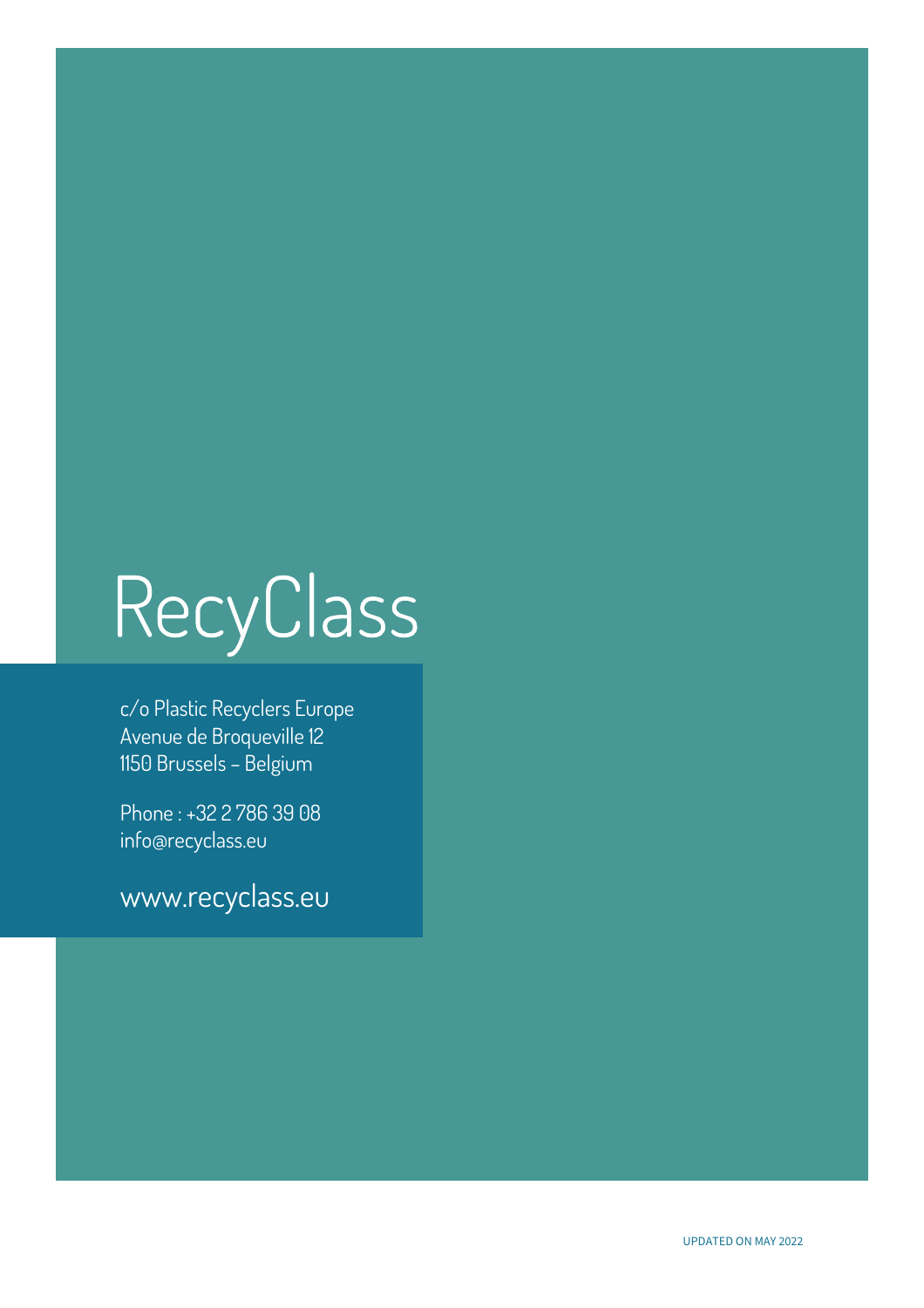# RecyClass

c/o Plastic Recyclers Europe
Avenue de Broqueville 12
1150 Brussels - Belgium

Phone : +32 2 786 39 08
info@recyclass.eu

www.recyclass.eu

UPDATED ON MAY 2022